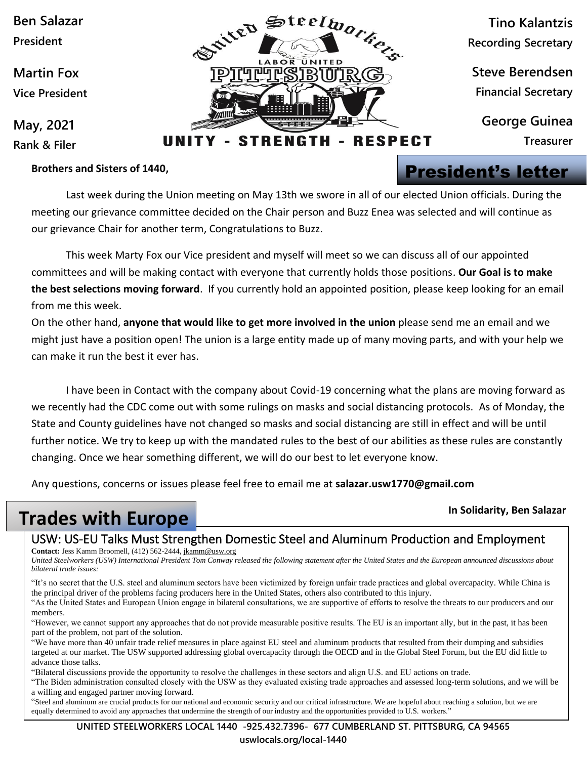Ben Salazar
President

Martin Fox
Vice President

May, 2021
Rank & Filer

United Steelworkers
LABOR UNITED
PITTSBURG
STEEL
UNITY - STRENGTH - RESPECT

Tino Kalantzis
Recording Secretary

Steve Berendsen
Financial Secretary

George Guinea
Treasurer

## President's letter

**Brothers and Sisters of 1440,**

Last week during the Union meeting on May 13th we swore in all of our elected Union officials. During the meeting our grievance committee decided on the Chair person and Buzz Enea was selected and will continue as our grievance Chair for another term, Congratulations to Buzz.

This week Marty Fox our Vice president and myself will meet so we can discuss all of our appointed committees and will be making contact with everyone that currently holds those positions. **Our Goal is to make the best selections moving forward**. If you currently hold an appointed position, please keep looking for an email from me this week.

On the other hand, **anyone that would like to get more involved in the union** please send me an email and we might just have a position open! The union is a large entity made up of many moving parts, and with your help we can make it run the best it ever has.

I have been in Contact with the company about Covid-19 concerning what the plans are moving forward as we recently had the CDC come out with some rulings on masks and social distancing protocols. As of Monday, the State and County guidelines have not changed so masks and social distancing are still in effect and will be until further notice. We try to keep up with the mandated rules to the best of our abilities as these rules are constantly changing. Once we hear something different, we will do our best to let everyone know.

Any questions, concerns or issues please feel free to email me at **salazar.usw1770@gmail.com**

**In Solidarity, Ben Salazar**

## Trades with Europe

### USW: US-EU Talks Must Strengthen Domestic Steel and Aluminum Production and Employment

**Contact:** Jess Kamm Broomell, (412) 562-2444, jkamm@usw.org

*United Steelworkers (USW) International President Tom Conway released the following statement after the United States and the European announced discussions about bilateral trade issues:*

"It's no secret that the U.S. steel and aluminum sectors have been victimized by foreign unfair trade practices and global overcapacity. While China is the principal driver of the problems facing producers here in the United States, others also contributed to this injury.

"As the United States and European Union engage in bilateral consultations, we are supportive of efforts to resolve the threats to our producers and our members.

"However, we cannot support any approaches that do not provide measurable positive results. The EU is an important ally, but in the past, it has been part of the problem, not part of the solution.

"We have more than 40 unfair trade relief measures in place against EU steel and aluminum products that resulted from their dumping and subsidies targeted at our market. The USW supported addressing global overcapacity through the OECD and in the Global Steel Forum, but the EU did little to advance those talks.

"Bilateral discussions provide the opportunity to resolve the challenges in these sectors and align U.S. and EU actions on trade.

"The Biden administration consulted closely with the USW as they evaluated existing trade approaches and assessed long-term solutions, and we will be a willing and engaged partner moving forward.

"Steel and aluminum are crucial products for our national and economic security and our critical infrastructure. We are hopeful about reaching a solution, but we are equally determined to avoid any approaches that undermine the strength of our industry and the opportunities provided to U.S. workers."

UNITED STEELWORKERS LOCAL 1440 -925.432.7396- 677 CUMBERLAND ST. PITTSBURG, CA 94565
uswlocals.org/local-1440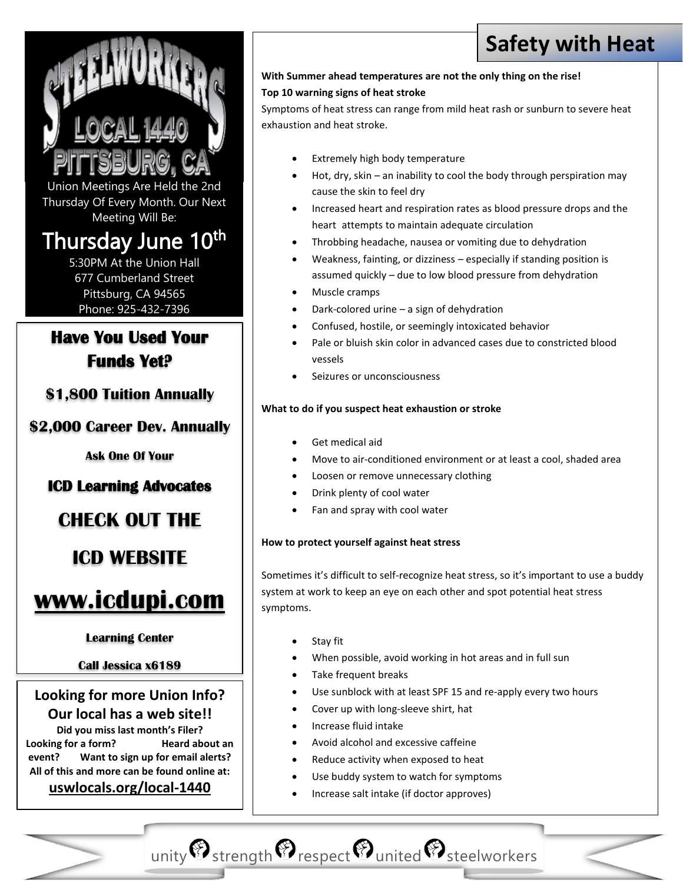# STEELWORKERS LOCAL 1440 PITTSBURG, CA

Union Meetings Are Held the 2nd Thursday Of Every Month. Our Next Meeting Will Be:

## Thursday June 10th

5:30PM At the Union Hall
677 Cumberland Street
Pittsburg, CA 94565
Phone: 925-432-7396

## Have You Used Your Funds Yet?

**$1,800 Tuition Annually**

**$2,000 Career Dev. Annually**

**Ask One Of Your**

**ICD Learning Advocates**

**CHECK OUT THE**

**ICD WEBSITE**

**www.icdupi.com**

**Learning Center**

**Call Jessica x6189**

**Looking for more Union Info? Our local has a web site!!**

**Did you miss last month's Filer? Looking for a form? Heard about an event? Want to sign up for email alerts? All of this and more can be found online at:**

**uswlocals.org/local-1440**

# Safety with Heat

**With Summer ahead temperatures are not the only thing on the rise!**
**Top 10 warning signs of heat stroke**

Symptoms of heat stress can range from mild heat rash or sunburn to severe heat exhaustion and heat stroke.

- Extremely high body temperature
- Hot, dry, skin – an inability to cool the body through perspiration may cause the skin to feel dry
- Increased heart and respiration rates as blood pressure drops and the heart attempts to maintain adequate circulation
- Throbbing headache, nausea or vomiting due to dehydration
- Weakness, fainting, or dizziness – especially if standing position is assumed quickly – due to low blood pressure from dehydration
- Muscle cramps
- Dark-colored urine – a sign of dehydration
- Confused, hostile, or seemingly intoxicated behavior
- Pale or bluish skin color in advanced cases due to constricted blood vessels
- Seizures or unconsciousness

**What to do if you suspect heat exhaustion or stroke**

- Get medical aid
- Move to air-conditioned environment or at least a cool, shaded area
- Loosen or remove unnecessary clothing
- Drink plenty of cool water
- Fan and spray with cool water

**How to protect yourself against heat stress**

Sometimes it's difficult to self-recognize heat stress, so it's important to use a buddy system at work to keep an eye on each other and spot potential heat stress symptoms.

- Stay fit
- When possible, avoid working in hot areas and in full sun
- Take frequent breaks
- Use sunblock with at least SPF 15 and re-apply every two hours
- Cover up with long-sleeve shirt, hat
- Increase fluid intake
- Avoid alcohol and excessive caffeine
- Reduce activity when exposed to heat
- Use buddy system to watch for symptoms
- Increase salt intake (if doctor approves)

unity strength respect united steelworkers